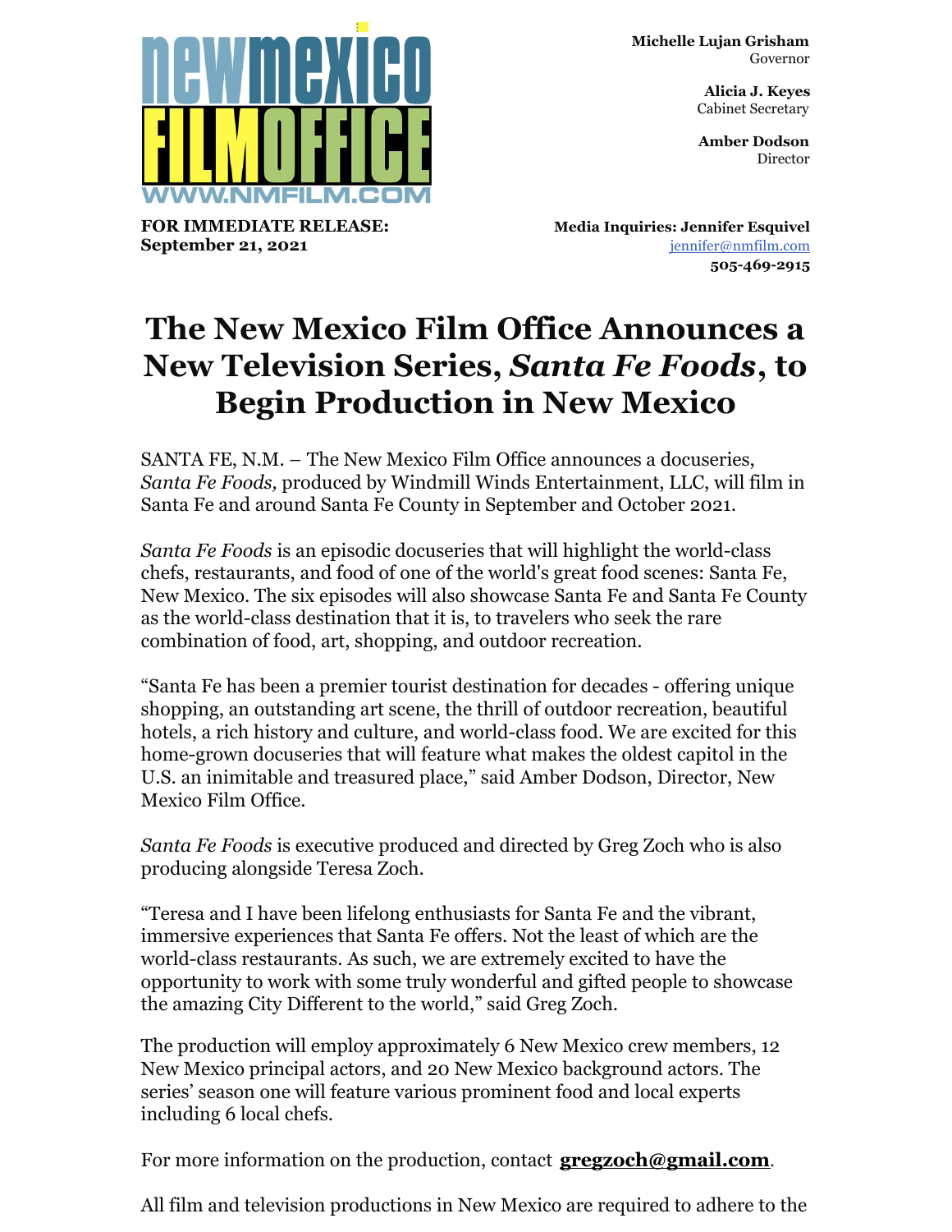newmexico FILMOFFICE WWW.NMFILM.COM

**Michelle Lujan Grisham**
Governor

**Alicia J. Keyes**
Cabinet Secretary

**Amber Dodson**
Director

**FOR IMMEDIATE RELEASE:**
**September 21, 2021**

**Media Inquiries: Jennifer Esquivel**
jennifer@nmfilm.com
**505-469-2915**

# The New Mexico Film Office Announces a New Television Series, *Santa Fe Foods*, to Begin Production in New Mexico

SANTA FE, N.M. – The New Mexico Film Office announces a docuseries, *Santa Fe Foods,* produced by Windmill Winds Entertainment, LLC, will film in Santa Fe and around Santa Fe County in September and October 2021.

*Santa Fe Foods* is an episodic docuseries that will highlight the world-class chefs, restaurants, and food of one of the world's great food scenes: Santa Fe, New Mexico. The six episodes will also showcase Santa Fe and Santa Fe County as the world-class destination that it is, to travelers who seek the rare combination of food, art, shopping, and outdoor recreation.

"Santa Fe has been a premier tourist destination for decades - offering unique shopping, an outstanding art scene, the thrill of outdoor recreation, beautiful hotels, a rich history and culture, and world-class food. We are excited for this home-grown docuseries that will feature what makes the oldest capitol in the U.S. an inimitable and treasured place," said Amber Dodson, Director, New Mexico Film Office.

*Santa Fe Foods* is executive produced and directed by Greg Zoch who is also producing alongside Teresa Zoch.

"Teresa and I have been lifelong enthusiasts for Santa Fe and the vibrant, immersive experiences that Santa Fe offers. Not the least of which are the world-class restaurants. As such, we are extremely excited to have the opportunity to work with some truly wonderful and gifted people to showcase the amazing City Different to the world," said Greg Zoch.

The production will employ approximately 6 New Mexico crew members, 12 New Mexico principal actors, and 20 New Mexico background actors. The series' season one will feature various prominent food and local experts including 6 local chefs.

For more information on the production, contact **gregzoch@gmail.com**.

All film and television productions in New Mexico are required to adhere to the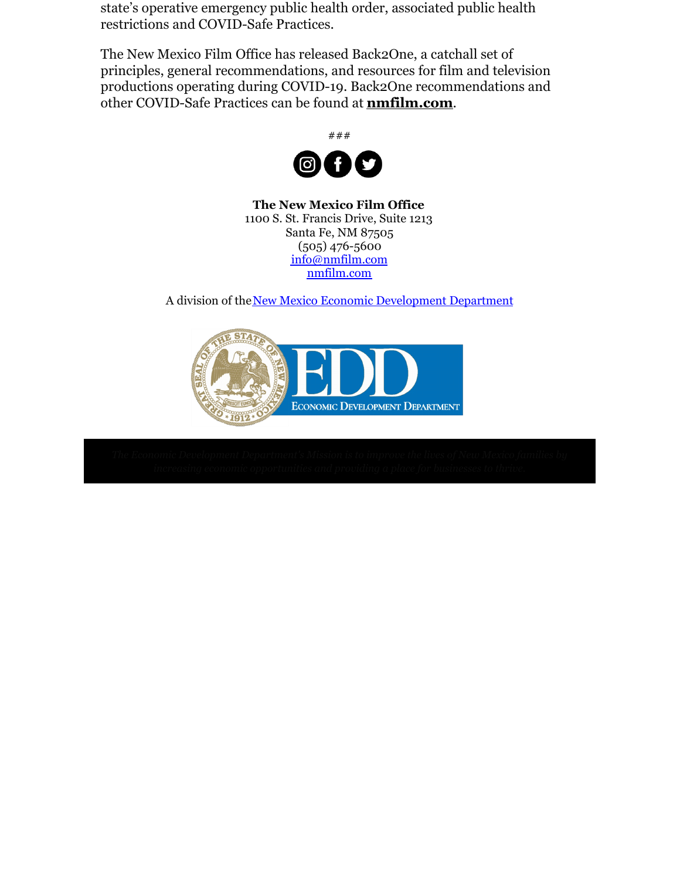state's operative emergency public health order, associated public health restrictions and COVID-Safe Practices.

The New Mexico Film Office has released Back2One, a catchall set of principles, general recommendations, and resources for film and television productions operating during COVID-19. Back2One recommendations and other COVID-Safe Practices can be found at **nmfilm.com**.

###

**The New Mexico Film Office**
1100 S. St. Francis Drive, Suite 1213
Santa Fe, NM 87505
(505) 476-5600
info@nmfilm.com
nmfilm.com

A division of the New Mexico Economic Development Department

EDD
ECONOMIC DEVELOPMENT DEPARTMENT

*The Economic Development Department's Mission is to improve the lives of New Mexico families by increasing economic opportunities and providing a place for businesses to thrive.*